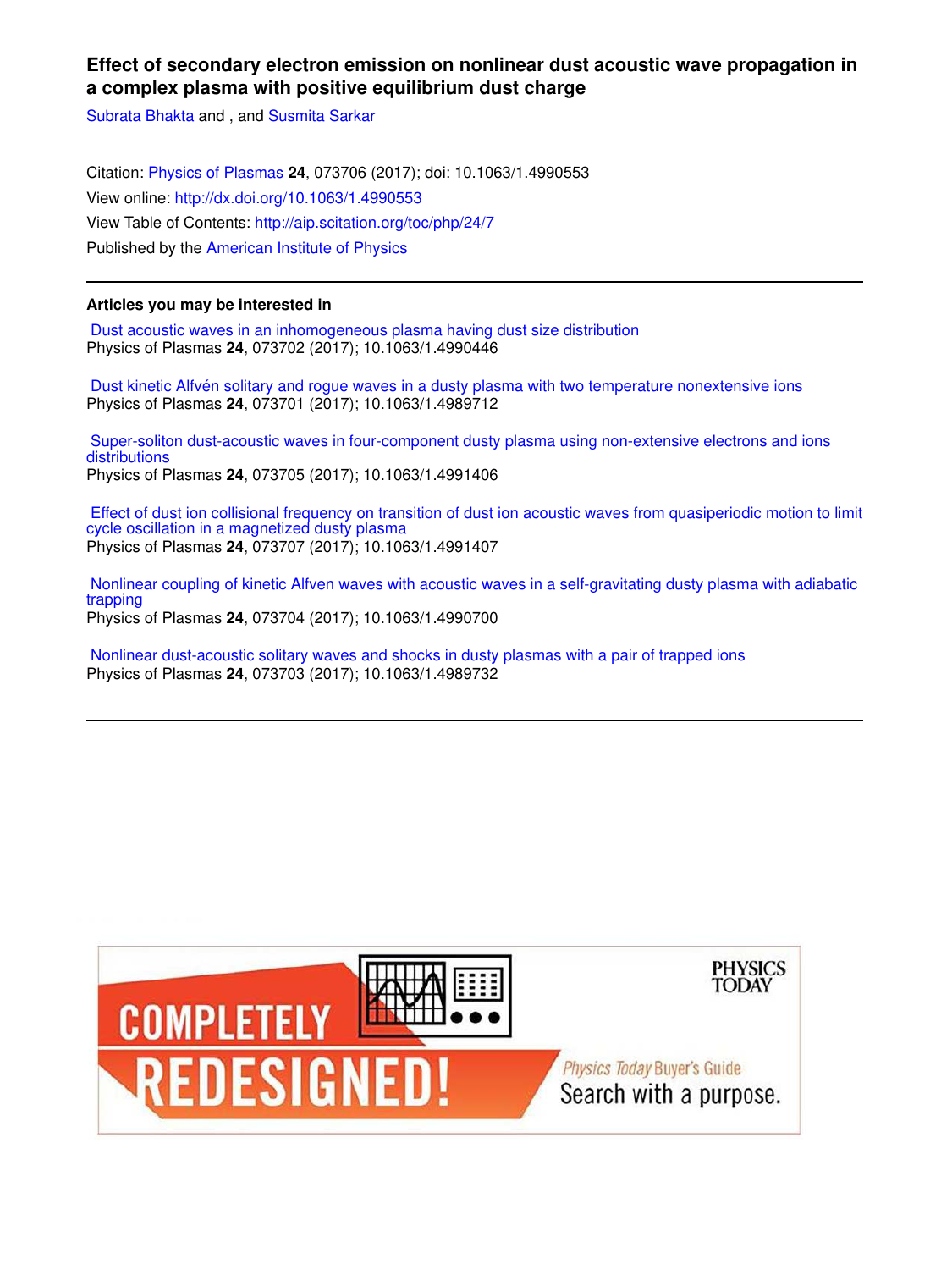# Effect of secondary electron emission on nonlinear dust acoustic wave propagation in a complex plasma with positive equilibrium dust charge

Subrata Bhakta and , and Susmita Sarkar

Citation: Physics of Plasmas **24**, 073706 (2017); doi: 10.1063/1.4990553
View online: http://dx.doi.org/10.1063/1.4990553
View Table of Contents: http://aip.scitation.org/toc/php/24/7
Published by the American Institute of Physics

---

**Articles you may be interested in**

Dust acoustic waves in an inhomogeneous plasma having dust size distribution
Physics of Plasmas **24**, 073702 (2017); 10.1063/1.4990446

Dust kinetic Alfvén solitary and rogue waves in a dusty plasma with two temperature nonextensive ions
Physics of Plasmas **24**, 073701 (2017); 10.1063/1.4989712

Super-soliton dust-acoustic waves in four-component dusty plasma using non-extensive electrons and ions distributions
Physics of Plasmas **24**, 073705 (2017); 10.1063/1.4991406

Effect of dust ion collisional frequency on transition of dust ion acoustic waves from quasiperiodic motion to limit cycle oscillation in a magnetized dusty plasma
Physics of Plasmas **24**, 073707 (2017); 10.1063/1.4991407

Nonlinear coupling of kinetic Alfven waves with acoustic waves in a self-gravitating dusty plasma with adiabatic trapping
Physics of Plasmas **24**, 073704 (2017); 10.1063/1.4990700

Nonlinear dust-acoustic solitary waves and shocks in dusty plasmas with a pair of trapped ions
Physics of Plasmas **24**, 073703 (2017); 10.1063/1.4989732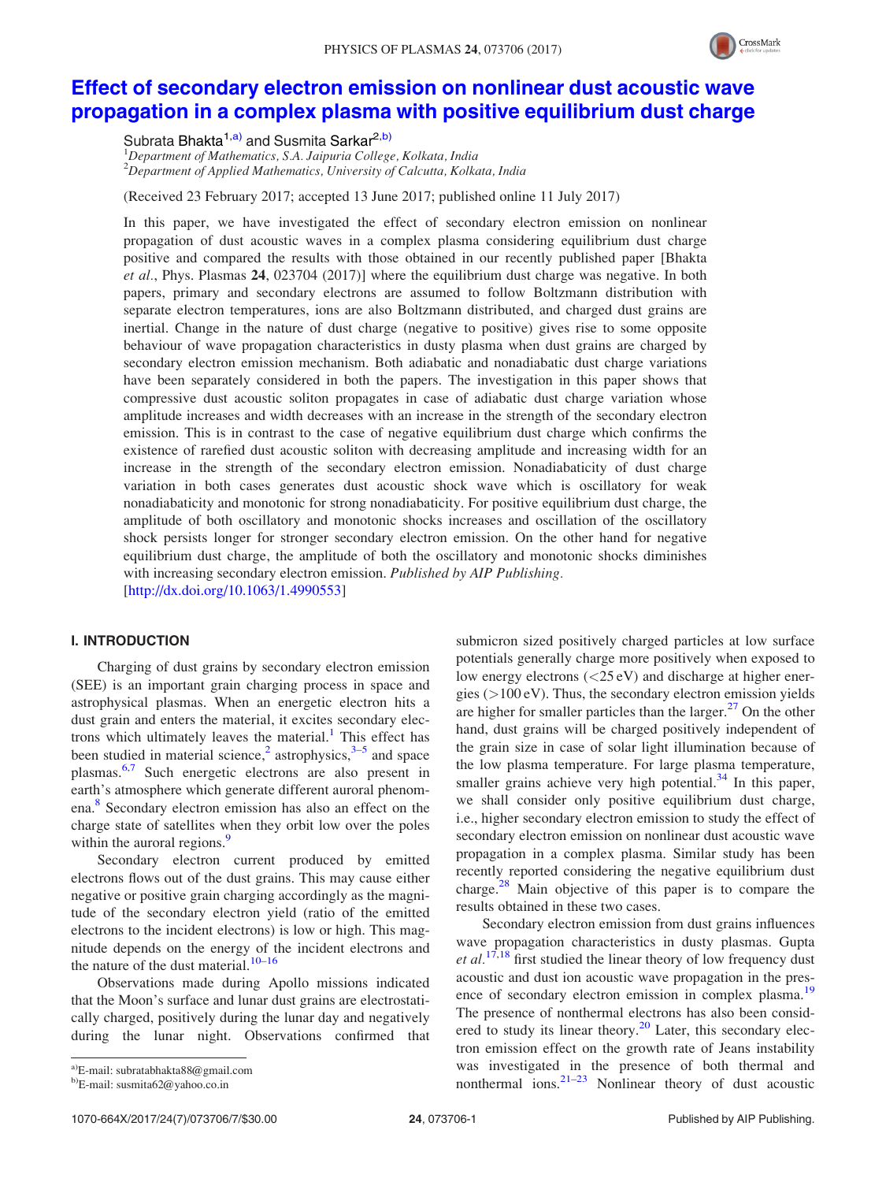# Effect of secondary electron emission on nonlinear dust acoustic wave propagation in a complex plasma with positive equilibrium dust charge

Subrata Bhakta[1,a)] and Susmita Sarkar[2,b)]

[1]Department of Mathematics, S.A. Jaipuria College, Kolkata, India
[2]Department of Applied Mathematics, University of Calcutta, Kolkata, India

(Received 23 February 2017; accepted 13 June 2017; published online 11 July 2017)

In this paper, we have investigated the effect of secondary electron emission on nonlinear propagation of dust acoustic waves in a complex plasma considering equilibrium dust charge positive and compared the results with those obtained in our recently published paper [Bhakta *et al.*, Phys. Plasmas **24**, 023704 (2017)] where the equilibrium dust charge was negative. In both papers, primary and secondary electrons are assumed to follow Boltzmann distribution with separate electron temperatures, ions are also Boltzmann distributed, and charged dust grains are inertial. Change in the nature of dust charge (negative to positive) gives rise to some opposite behaviour of wave propagation characteristics in dusty plasma when dust grains are charged by secondary electron emission mechanism. Both adiabatic and nonadiabatic dust charge variations have been separately considered in both the papers. The investigation in this paper shows that compressive dust acoustic soliton propagates in case of adiabatic dust charge variation whose amplitude increases and width decreases with an increase in the strength of the secondary electron emission. This is in contrast to the case of negative equilibrium dust charge which confirms the existence of rarefied dust acoustic soliton with decreasing amplitude and increasing width for an increase in the strength of the secondary electron emission. Nonadiabaticity of dust charge variation in both cases generates dust acoustic shock wave which is oscillatory for weak nonadiabaticity and monotonic for strong nonadiabaticity. For positive equilibrium dust charge, the amplitude of both oscillatory and monotonic shocks increases and oscillation of the oscillatory shock persists longer for stronger secondary electron emission. On the other hand for negative equilibrium dust charge, the amplitude of both the oscillatory and monotonic shocks diminishes with increasing secondary electron emission. *Published by AIP Publishing.* [http://dx.doi.org/10.1063/1.4990553]

## I. INTRODUCTION

Charging of dust grains by secondary electron emission (SEE) is an important grain charging process in space and astrophysical plasmas. When an energetic electron hits a dust grain and enters the material, it excites secondary electrons which ultimately leaves the material.[1] This effect has been studied in material science,[2] astrophysics,[3–5] and space plasmas.[6,7] Such energetic electrons are also present in earth's atmosphere which generate different auroral phenomena.[8] Secondary electron emission has also an effect on the charge state of satellites when they orbit low over the poles within the auroral regions.[9]

Secondary electron current produced by emitted electrons flows out of the dust grains. This may cause either negative or positive grain charging accordingly as the magnitude of the secondary electron yield (ratio of the emitted electrons to the incident electrons) is low or high. This magnitude depends on the energy of the incident electrons and the nature of the dust material.[10–16]

Observations made during Apollo missions indicated that the Moon's surface and lunar dust grains are electrostatically charged, positively during the lunar day and negatively during the lunar night. Observations confirmed that submicron sized positively charged particles at low surface potentials generally charge more positively when exposed to low energy electrons (<25 eV) and discharge at higher energies (>100 eV). Thus, the secondary electron emission yields are higher for smaller particles than the larger.[27] On the other hand, dust grains will be charged positively independent of the grain size in case of solar light illumination because of the low plasma temperature. For large plasma temperature, smaller grains achieve very high potential.[34] In this paper, we shall consider only positive equilibrium dust charge, i.e., higher secondary electron emission to study the effect of secondary electron emission on nonlinear dust acoustic wave propagation in a complex plasma. Similar study has been recently reported considering the negative equilibrium dust charge.[28] Main objective of this paper is to compare the results obtained in these two cases.

Secondary electron emission from dust grains influences wave propagation characteristics in dusty plasmas. Gupta *et al.*[17,18] first studied the linear theory of low frequency dust acoustic and dust ion acoustic wave propagation in the presence of secondary electron emission in complex plasma.[19] The presence of nonthermal electrons has also been considered to study its linear theory.[20] Later, this secondary electron emission effect on the growth rate of Jeans instability was investigated in the presence of both thermal and nonthermal ions.[21–23] Nonlinear theory of dust acoustic

---

a)E-mail: subratabhakta88@gmail.com
b)E-mail: susmita62@yahoo.co.in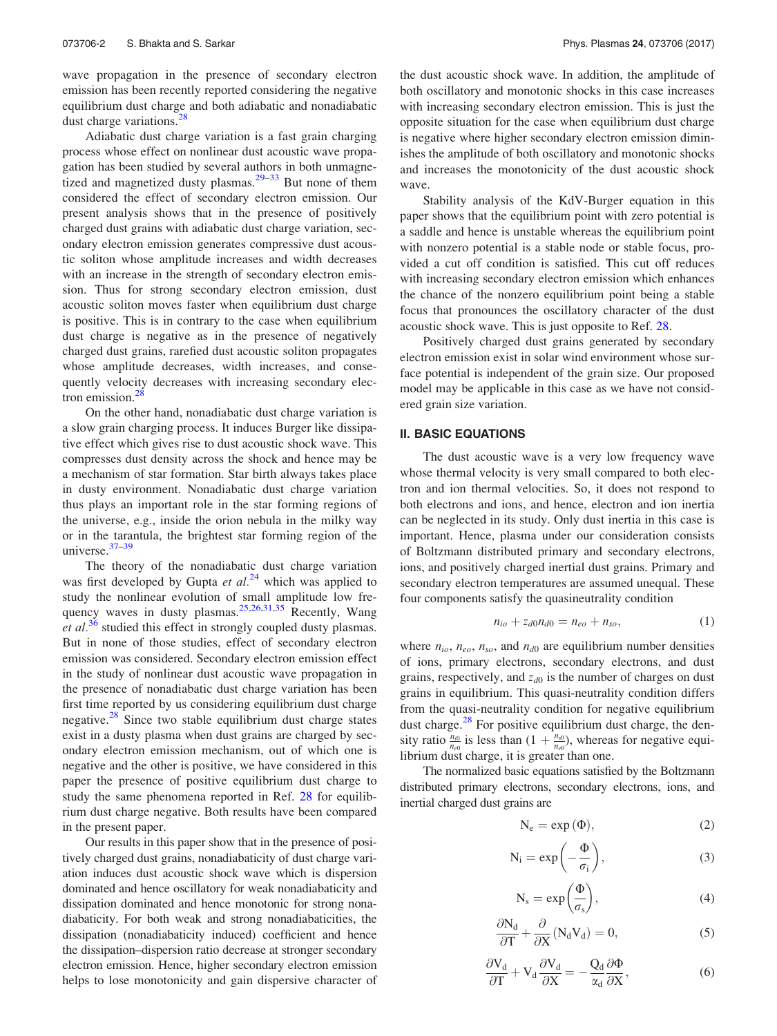wave propagation in the presence of secondary electron emission has been recently reported considering the negative equilibrium dust charge and both adiabatic and nonadiabatic dust charge variations.[28]

Adiabatic dust charge variation is a fast grain charging process whose effect on nonlinear dust acoustic wave propagation has been studied by several authors in both unmagnetized and magnetized dusty plasmas.[29–33] But none of them considered the effect of secondary electron emission. Our present analysis shows that in the presence of positively charged dust grains with adiabatic dust charge variation, secondary electron emission generates compressive dust acoustic soliton whose amplitude increases and width decreases with an increase in the strength of secondary electron emission. Thus for strong secondary electron emission, dust acoustic soliton moves faster when equilibrium dust charge is positive. This is in contrary to the case when equilibrium dust charge is negative as in the presence of negatively charged dust grains, rarefied dust acoustic soliton propagates whose amplitude decreases, width increases, and consequently velocity decreases with increasing secondary electron emission.[28]

On the other hand, nonadiabatic dust charge variation is a slow grain charging process. It induces Burger like dissipative effect which gives rise to dust acoustic shock wave. This compresses dust density across the shock and hence may be a mechanism of star formation. Star birth always takes place in dusty environment. Nonadiabatic dust charge variation thus plays an important role in the star forming regions of the universe, e.g., inside the orion nebula in the milky way or in the tarantula, the brightest star forming region of the universe.[37–39]

The theory of the nonadiabatic dust charge variation was first developed by Gupta *et al.*[24] which was applied to study the nonlinear evolution of small amplitude low frequency waves in dusty plasmas.[25,26,31,35] Recently, Wang *et al.*[36] studied this effect in strongly coupled dusty plasmas. But in none of those studies, effect of secondary electron emission was considered. Secondary electron emission effect in the study of nonlinear dust acoustic wave propagation in the presence of nonadiabatic dust charge variation has been first time reported by us considering equilibrium dust charge negative.[28] Since two stable equilibrium dust charge states exist in a dusty plasma when dust grains are charged by secondary electron emission mechanism, out of which one is negative and the other is positive, we have considered in this paper the presence of positive equilibrium dust charge to study the same phenomena reported in Ref. 28 for equilibrium dust charge negative. Both results have been compared in the present paper.

Our results in this paper show that in the presence of positively charged dust grains, nonadiabaticity of dust charge variation induces dust acoustic shock wave which is dispersion dominated and hence oscillatory for weak nonadiabaticity and dissipation dominated and hence monotonic for strong nonadiabaticity. For both weak and strong nonadiabaticities, the dissipation (nonadiabaticity induced) coefficient and hence the dissipation–dispersion ratio decrease at stronger secondary electron emission. Hence, higher secondary electron emission helps to lose monotonicity and gain dispersive character of the dust acoustic shock wave. In addition, the amplitude of both oscillatory and monotonic shocks in this case increases with increasing secondary electron emission. This is just the opposite situation for the case when equilibrium dust charge is negative where higher secondary electron emission diminishes the amplitude of both oscillatory and monotonic shocks and increases the monotonicity of the dust acoustic shock wave.

Stability analysis of the KdV-Burger equation in this paper shows that the equilibrium point with zero potential is a saddle and hence is unstable whereas the equilibrium point with nonzero potential is a stable node or stable focus, provided a cut off condition is satisfied. This cut off reduces with increasing secondary electron emission which enhances the chance of the nonzero equilibrium point being a stable focus that pronounces the oscillatory character of the dust acoustic shock wave. This is just opposite to Ref. 28.

Positively charged dust grains generated by secondary electron emission exist in solar wind environment whose surface potential is independent of the grain size. Our proposed model may be applicable in this case as we have not considered grain size variation.

## II. BASIC EQUATIONS

The dust acoustic wave is a very low frequency wave whose thermal velocity is very small compared to both electron and ion thermal velocities. So, it does not respond to both electrons and ions, and hence, electron and ion inertia can be neglected in its study. Only dust inertia in this case is important. Hence, plasma under our consideration consists of Boltzmann distributed primary and secondary electrons, ions, and positively charged inertial dust grains. Primary and secondary electron temperatures are assumed unequal. These four components satisfy the quasineutrality condition

$$n_{io} + z_{d0} n_{d0} = n_{eo} + n_{so}, \tag{1}$$

where $n_{io}$, $n_{eo}$, $n_{so}$, and $n_{d0}$ are equilibrium number densities of ions, primary electrons, secondary electrons, and dust grains, respectively, and $z_{d0}$ is the number of charges on dust grains in equilibrium. This quasi-neutrality condition differs from the quasi-neutrality condition for negative equilibrium dust charge.[28] For positive equilibrium dust charge, the density ratio $\frac{n_{i0}}{n_{e0}}$ is less than $(1 + \frac{n_{s0}}{n_{e0}})$, whereas for negative equilibrium dust charge, it is greater than one.

The normalized basic equations satisfied by the Boltzmann distributed primary electrons, secondary electrons, ions, and inertial charged dust grains are

$$\mathrm{N_e} = \exp(\Phi), \tag{2}$$

$$\mathrm{N_i} = \exp\left(-\frac{\Phi}{\sigma_i}\right), \tag{3}$$

$$\mathrm{N_s} = \exp\left(\frac{\Phi}{\sigma_s}\right), \tag{4}$$

$$\frac{\partial \mathrm{N_d}}{\partial \mathrm{T}} + \frac{\partial}{\partial \mathrm{X}}(\mathrm{N_d V_d}) = 0, \tag{5}$$

$$\frac{\partial \mathrm{V_d}}{\partial \mathrm{T}} + \mathrm{V_d}\frac{\partial \mathrm{V_d}}{\partial \mathrm{X}} = -\frac{\mathrm{Q_d}}{\alpha_d}\frac{\partial \Phi}{\partial \mathrm{X}}, \tag{6}$$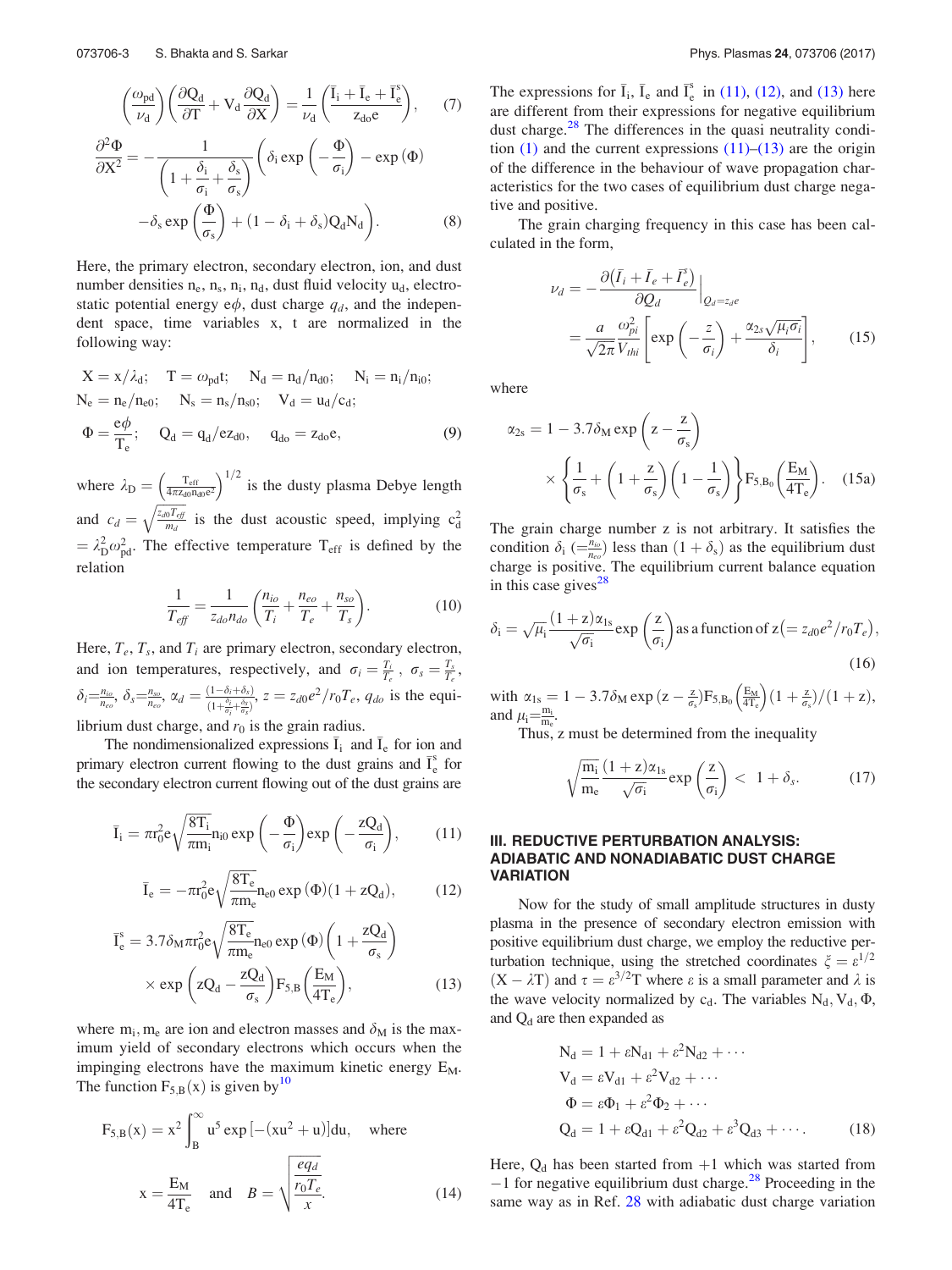$$\left(\frac{\omega_{pd}}{\nu_d}\right)\left(\frac{\partial Q_d}{\partial T}+V_d\frac{\partial Q_d}{\partial X}\right)=\frac{1}{\nu_d}\left(\frac{\bar{I}_i+\bar{I}_e+\bar{I}_e^s}{z_{do}e}\right), \tag{7}$$

$$\frac{\partial^2\Phi}{\partial X^2}=-\frac{1}{\left(1+\frac{\delta_i}{\sigma_i}+\frac{\delta_s}{\sigma_s}\right)}\left(\delta_i\exp\left(-\frac{\Phi}{\sigma_i}\right)-\exp(\Phi)-\delta_s\exp\left(\frac{\Phi}{\sigma_s}\right)+(1-\delta_i+\delta_s)Q_dN_d\right). \tag{8}$$

Here, the primary electron, secondary electron, ion, and dust number densities $n_e$, $n_s$, $n_i$, $n_d$, dust fluid velocity $u_d$, electrostatic potential energy $e\phi$, dust charge $q_d$, and the independent space, time variables x, t are normalized in the following way:

$$X=x/\lambda_d;\quad T=\omega_{pd}t;\quad N_d=n_d/n_{d0};\quad N_i=n_i/n_{i0};$$
$$N_e=n_e/n_{e0};\quad N_s=n_s/n_{s0};\quad V_d=u_d/c_d;$$
$$\Phi=\frac{e\phi}{T_e};\quad Q_d=q_d/ez_{d0},\quad q_{do}=z_{do}e, \tag{9}$$

where $\lambda_D=\left(\frac{T_{eff}}{4\pi z_{d0}n_{d0}e^2}\right)^{1/2}$ is the dusty plasma Debye length and $c_d=\sqrt{\frac{z_{d0}T_{eff}}{m_d}}$ is the dust acoustic speed, implying $c_d^2=\lambda_D^2\omega_{pd}^2$. The effective temperature $T_{eff}$ is defined by the relation

$$\frac{1}{T_{eff}}=\frac{1}{z_{do}n_{do}}\left(\frac{n_{io}}{T_i}+\frac{n_{eo}}{T_e}+\frac{n_{so}}{T_s}\right). \tag{10}$$

Here, $T_e$, $T_s$, and $T_i$ are primary electron, secondary electron, and ion temperatures, respectively, and $\sigma_i=\frac{T_i}{T_e}$, $\sigma_s=\frac{T_s}{T_e}$, $\delta_i=\frac{n_{io}}{n_{eo}}$, $\delta_s=\frac{n_{so}}{n_{eo}}$, $\alpha_d=\frac{(1-\delta_i+\delta_s)}{(1+\frac{\delta_i}{\sigma_i}+\frac{\delta_s}{\sigma_s})}$, $z=z_{d0}e^2/r_0T_e$, $q_{do}$ is the equilibrium dust charge, and $r_0$ is the grain radius.

The nondimensionalized expressions $\bar{I}_i$ and $\bar{I}_e$ for ion and primary electron current flowing to the dust grains and $\bar{I}_e^s$ for the secondary electron current flowing out of the dust grains are

$$\bar{I}_i=\pi r_0^2e\sqrt{\frac{8T_i}{\pi m_i}}n_{i0}\exp\left(-\frac{\Phi}{\sigma_i}\right)\exp\left(-\frac{zQ_d}{\sigma_i}\right), \tag{11}$$

$$\bar{I}_e=-\pi r_0^2e\sqrt{\frac{8T_e}{\pi m_e}}n_{e0}\exp(\Phi)(1+zQ_d), \tag{12}$$

$$\bar{I}_e^s=3.7\delta_M\pi r_0^2e\sqrt{\frac{8T_e}{\pi m_e}}n_{e0}\exp(\Phi)\left(1+\frac{zQ_d}{\sigma_s}\right)\times\exp\left(zQ_d-\frac{zQ_d}{\sigma_s}\right)F_{5,B}\left(\frac{E_M}{4T_e}\right), \tag{13}$$

where $m_i, m_e$ are ion and electron masses and $\delta_M$ is the maximum yield of secondary electrons which occurs when the impinging electrons have the maximum kinetic energy $E_M$. The function $F_{5,B}(x)$ is given by[10]

$$F_{5,B}(x)=x^2\int_B^\infty u^5\exp\left[-(xu^2+u)\right]du,\quad\text{where}$$
$$x=\frac{E_M}{4T_e}\quad\text{and}\quad B=\sqrt{\frac{\frac{eq_d}{r_0T_e}}{x}}. \tag{14}$$

The expressions for $\bar{I}_i$, $\bar{I}_e$ and $\bar{I}_e^s$ in (11), (12), and (13) here are different from their expressions for negative equilibrium dust charge.[28] The differences in the quasi neutrality condition (1) and the current expressions (11)–(13) are the origin of the difference in the behaviour of wave propagation characteristics for the two cases of equilibrium dust charge negative and positive.

The grain charging frequency in this case has been calculated in the form,

$$\nu_d=-\frac{\partial\left(\bar{I}_i+\bar{I}_e+\bar{I}_e^s\right)}{\partial Q_d}\Big|_{Q_d=z_de}=\frac{a}{\sqrt{2\pi}}\frac{\omega_{pi}^2}{V_{thi}}\left[\exp\left(-\frac{z}{\sigma_i}\right)+\frac{\alpha_{2s}\sqrt{\mu_i\sigma_i}}{\delta_i}\right], \tag{15}$$

where

$$\alpha_{2s}=1-3.7\delta_M\exp\left(z-\frac{z}{\sigma_s}\right)\times\left\{\frac{1}{\sigma_s}+\left(1+\frac{z}{\sigma_s}\right)\left(1-\frac{1}{\sigma_s}\right)\right\}F_{5,B_0}\left(\frac{E_M}{4T_e}\right). \tag{15a}$$

The grain charge number z is not arbitrary. It satisfies the condition $\delta_i$ $(=\frac{n_{io}}{n_{eo}})$ less than $(1+\delta_s)$ as the equilibrium dust charge is positive. The equilibrium current balance equation in this case gives[28]

$$\delta_i=\sqrt{\mu_i}\frac{(1+z)\alpha_{1s}}{\sqrt{\sigma_i}}\exp\left(\frac{z}{\sigma_i}\right)\text{as a function of } z\left(=z_{d0}e^2/r_0T_e\right), \tag{16}$$

with $\alpha_{1s}=1-3.7\delta_M\exp(z-\frac{z}{\sigma_s})F_{5,B_0}\left(\frac{E_M}{4T_e}\right)(1+\frac{z}{\sigma_s})/(1+z)$, and $\mu_i=\frac{m_i}{m_e}$.

Thus, z must be determined from the inequality

$$\sqrt{\frac{m_i}{m_e}}\frac{(1+z)\alpha_{1s}}{\sqrt{\sigma_i}}\exp\left(\frac{z}{\sigma_i}\right)<1+\delta_s. \tag{17}$$

## III. REDUCTIVE PERTURBATION ANALYSIS: ADIABATIC AND NONADIABATIC DUST CHARGE VARIATION

Now for the study of small amplitude structures in dusty plasma in the presence of secondary electron emission with positive equilibrium dust charge, we employ the reductive perturbation technique, using the stretched coordinates $\xi=\varepsilon^{1/2}(X-\lambda T)$ and $\tau=\varepsilon^{3/2}T$ where $\varepsilon$ is a small parameter and $\lambda$ is the wave velocity normalized by $c_d$. The variables $N_d$, $V_d$, $\Phi$, and $Q_d$ are then expanded by

$$N_d=1+\varepsilon N_{d1}+\varepsilon^2N_{d2}+\cdots$$
$$V_d=\varepsilon V_{d1}+\varepsilon^2V_{d2}+\cdots$$
$$\Phi=\varepsilon\Phi_1+\varepsilon^2\Phi_2+\cdots$$
$$Q_d=1+\varepsilon Q_{d1}+\varepsilon^2Q_{d2}+\varepsilon^3Q_{d3}+\cdots. \tag{18}$$

Here, $Q_d$ has been started from +1 which was started from −1 for negative equilibrium dust charge.[28] Proceeding in the same way as in Ref. 28 with adiabatic dust charge variation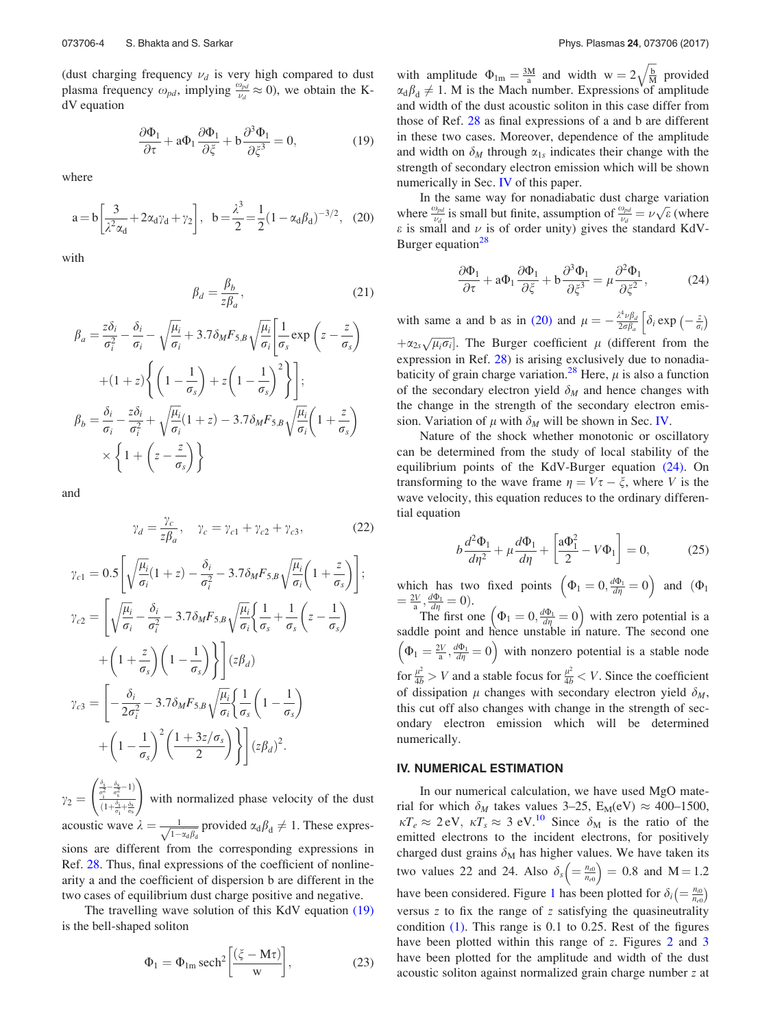(dust charging frequency $\nu_d$ is very high compared to dust plasma frequency $\omega_{pd}$, implying $\frac{\omega_{pd}}{\nu_d} \approx 0$), we obtain the K-dV equation

$$\frac{\partial \Phi_1}{\partial \tau} + \mathrm{a}\Phi_1 \frac{\partial \Phi_1}{\partial \xi} + \mathrm{b}\frac{\partial^3 \Phi_1}{\partial \xi^3} = 0, \tag{19}$$

where

$$\mathrm{a} = \mathrm{b}\left[\frac{3}{\lambda^2 \alpha_d} + 2\alpha_d \gamma_d + \gamma_2\right], \quad \mathrm{b} = \frac{\lambda^3}{2} = \frac{1}{2}(1 - \alpha_d \beta_d)^{-3/2}, \tag{20}$$

with

$$\beta_d = \frac{\beta_b}{z\beta_a}, \tag{21}$$

$$\beta_a = \frac{z\delta_i}{\sigma_i^2} - \frac{\delta_i}{\sigma_i} - \sqrt{\frac{\mu_i}{\sigma_i}} + 3.7\delta_M F_{5,B}\sqrt{\frac{\mu_i}{\sigma_i}}\left[\frac{1}{\sigma_s}\exp\left(z - \frac{z}{\sigma_s}\right) + (1+z)\left\{\left(1 - \frac{1}{\sigma_s}\right) + z\left(1 - \frac{1}{\sigma_s}\right)^2\right\}\right];$$

$$\beta_b = \frac{\delta_i}{\sigma_i} - \frac{z\delta_i}{\sigma_i^2} + \sqrt{\frac{\mu_i}{\sigma_i}}(1+z) - 3.7\delta_M F_{5,B}\sqrt{\frac{\mu_i}{\sigma_i}}\left(1 + \frac{z}{\sigma_s}\right) \times \left\{1 + \left(z - \frac{z}{\sigma_s}\right)\right\}$$

and

$$\gamma_d = \frac{\gamma_c}{z\beta_a}, \quad \gamma_c = \gamma_{c1} + \gamma_{c2} + \gamma_{c3}, \tag{22}$$

$$\gamma_{c1} = 0.5\left[\sqrt{\frac{\mu_i}{\sigma_i}}(1+z) - \frac{\delta_i}{\sigma_i^2} - 3.7\delta_M F_{5,B}\sqrt{\frac{\mu_i}{\sigma_i}}\left(1 + \frac{z}{\sigma_s}\right)\right];$$

$$\gamma_{c2} = \left[\sqrt{\frac{\mu_i}{\sigma_i}} - \frac{\delta_i}{\sigma_i^2} - 3.7\delta_M F_{5,B}\sqrt{\frac{\mu_i}{\sigma_i}}\left\{\frac{1}{\sigma_s} + \frac{1}{\sigma_s}\left(z - \frac{1}{\sigma_s}\right) + \left(1 + \frac{z}{\sigma_s}\right)\left(1 - \frac{1}{\sigma_s}\right)\right\}\right](z\beta_d)$$

$$\gamma_{c3} = \left[-\frac{\delta_i}{2\sigma_i^2} - 3.7\delta_M F_{5,B}\sqrt{\frac{\mu_i}{\sigma_i}}\left\{\frac{1}{\sigma_s}\left(1 - \frac{1}{\sigma_s}\right) + \left(1 - \frac{1}{\sigma_s}\right)^2\left(\frac{1 + 3z/\sigma_s}{2}\right)\right\}\right](z\beta_d)^2.$$

$\gamma_2 = \left(\frac{\frac{\delta_i}{\sigma_i^2} - \frac{\delta_s}{\sigma_s^2} - 1)}{(1 + \frac{\delta_i}{\sigma_i} + \frac{\delta_s}{\sigma_s})}\right)$ with normalized phase velocity of the dust acoustic wave $\lambda = \frac{1}{\sqrt{1 - \alpha_d\beta_d}}$ provided $\alpha_d\beta_d \neq 1$. These expressions are different from the corresponding expressions in Ref. 28. Thus, final expressions of the coefficient of nonlinearity a and the coefficient of dispersion b are different in the two cases of equilibrium dust charge positive and negative.

The travelling wave solution of this KdV equation (19) is the bell-shaped soliton

$$\Phi_1 = \Phi_{1m}\,\mathrm{sech}^2\left[\frac{(\xi - \mathrm{M}\tau)}{\mathrm{w}}\right], \tag{23}$$

with amplitude $\Phi_{1m} = \frac{3\mathrm{M}}{\mathrm{a}}$ and width $\mathrm{w} = 2\sqrt{\frac{\mathrm{b}}{\mathrm{M}}}$ provided $\alpha_d\beta_d \neq 1$. M is the Mach number. Expressions of amplitude and width of the dust acoustic soliton in this case differ from those of Ref. 28 as final expressions of a and b are different in these two cases. Moreover, dependence of the amplitude and width on $\delta_M$ through $\alpha_{1s}$ indicates their change with the strength of secondary electron emission which will be shown numerically in Sec. IV of this paper.

In the same way for nonadiabatic dust charge variation where $\frac{\omega_{pd}}{\nu_d}$ is small but finite, assumption of $\frac{\omega_{pd}}{\nu_d} = \nu\sqrt{\varepsilon}$ (where $\varepsilon$ is small and $\nu$ is of order unity) gives the standard KdV-Burger equation[28]

$$\frac{\partial \Phi_1}{\partial \tau} + \mathrm{a}\Phi_1\frac{\partial \Phi_1}{\partial \xi} + \mathrm{b}\frac{\partial^3 \Phi_1}{\partial \xi^3} = \mu\frac{\partial^2 \Phi_1}{\partial \xi^2}, \tag{24}$$

with same a and b as in (20) and $\mu = -\frac{\lambda^4 \nu \beta_d}{2\sigma\beta_a}\left[\delta_i \exp\left(-\frac{z}{\sigma_i}\right) + \alpha_{2s}\sqrt{\mu_i\sigma_i}\right]$. The Burger coefficient $\mu$ (different from the expression in Ref. 28) is arising exclusively due to nonadiabaticity of grain charge variation.[28] Here, $\mu$ is also a function of the secondary electron yield $\delta_M$ and hence changes with the change in the strength of the secondary electron emission. Variation of $\mu$ with $\delta_M$ will be shown in Sec. IV.

Nature of the shock whether monotonic or oscillatory can be determined from the study of local stability of the equilibrium points of the KdV-Burger equation (24). On transforming to the wave frame $\eta = V\tau - \xi$, where $V$ is the wave velocity, this equation reduces to the ordinary differential equation

$$b\frac{d^2\Phi_1}{d\eta^2} + \mu\frac{d\Phi_1}{d\eta} + \left[\frac{\mathrm{a}\Phi_1^2}{2} - V\Phi_1\right] = 0, \tag{25}$$

which has two fixed points $\left(\Phi_1 = 0, \frac{d\Phi_1}{d\eta} = 0\right)$ and $\left(\Phi_1 = \frac{2V}{\mathrm{a}}, \frac{d\Phi_1}{d\eta} = 0\right)$.

The first one $\left(\Phi_1 = 0, \frac{d\Phi_1}{d\eta} = 0\right)$ with zero potential is a saddle point and hence unstable in nature. The second one $\left(\Phi_1 = \frac{2V}{\mathrm{a}}, \frac{d\Phi_1}{d\eta} = 0\right)$ with nonzero potential is a stable node for $\frac{\mu^2}{4b} > V$ and a stable focus for $\frac{\mu^2}{4b} < V$. Since the coefficient of dissipation $\mu$ changes with secondary electron yield $\delta_M$, this cut off also changes with change in the strength of secondary electron emission which will be determined numerically.

## IV. NUMERICAL ESTIMATION

In our numerical calculation, we have used MgO material for which $\delta_M$ takes values 3–25, $E_M$(eV) $\approx$ 400–1500, $\kappa T_e \approx 2$ eV, $\kappa T_s \approx 3$ eV.[10] Since $\delta_M$ is the ratio of the emitted electrons to the incident electrons, for positively charged dust grains $\delta_M$ has higher values. We have taken its two values 22 and 24. Also $\delta_s\left(= \frac{n_{s0}}{n_{e0}}\right) = 0.8$ and M = 1.2 have been considered. Figure 1 has been plotted for $\delta_i\left(= \frac{n_{i0}}{n_{e0}}\right)$ versus $z$ to fix the range of $z$ satisfying the quasineutrality condition (1). This range is 0.1 to 0.25. Rest of the figures have been plotted within this range of $z$. Figures 2 and 3 have been plotted for the amplitude and width of the dust acoustic soliton against normalized grain charge number $z$ at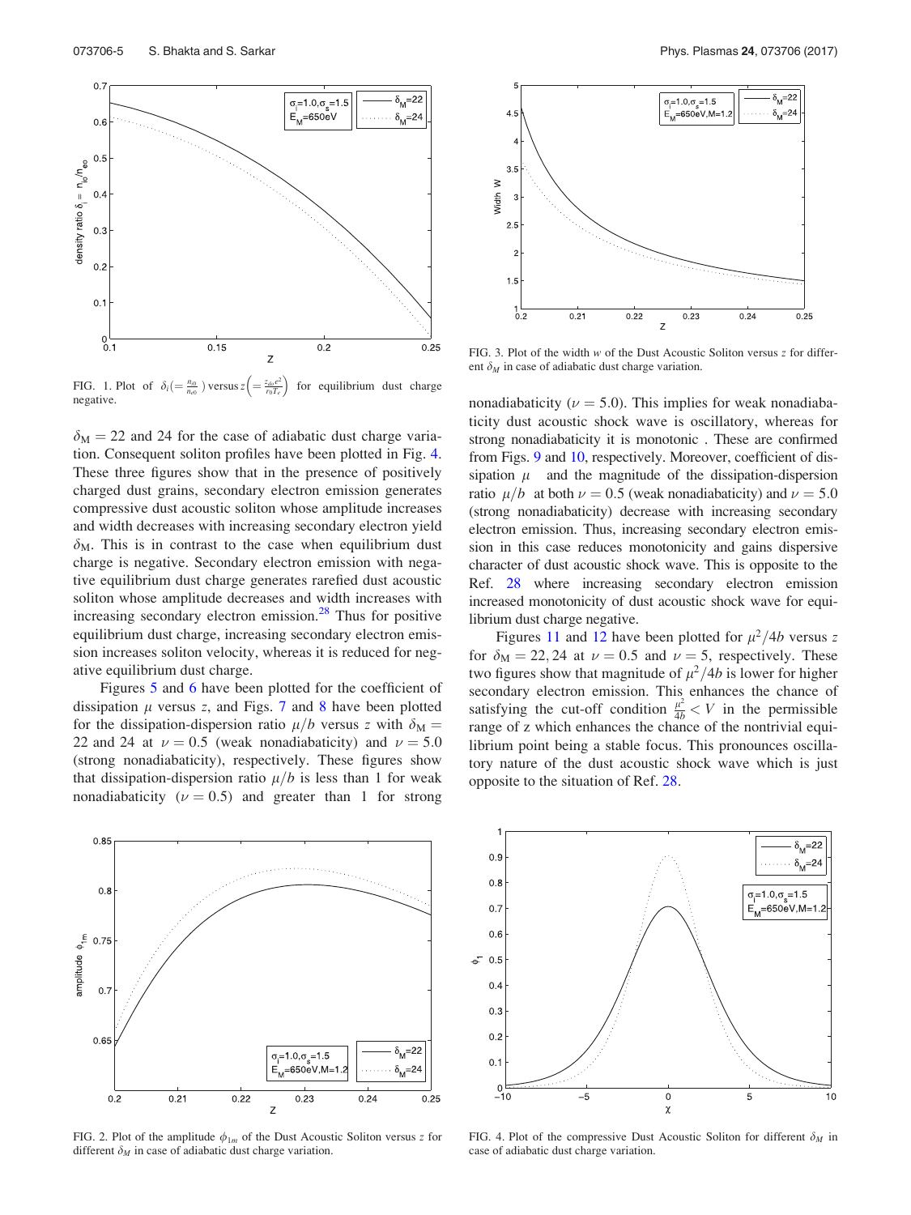FIG. 1. Plot of $\delta_i \left(= \frac{n_{i0}}{n_{e0}}\right)$ versus $z \left(= \frac{z_{d0}e^2}{r_0 T_e}\right)$ for equilibrium dust charge negative.

$\delta_M = 22$ and 24 for the case of adiabatic dust charge variation. Consequent soliton profiles have been plotted in Fig. 4. These three figures show that in the presence of positively charged dust grains, secondary electron emission generates compressive dust acoustic soliton whose amplitude increases and width decreases with increasing secondary electron yield $\delta_M$. This is in contrast to the case when equilibrium dust charge is negative. Secondary electron emission with negative equilibrium dust charge generates rarefied dust acoustic soliton whose amplitude decreases and width increases with increasing secondary electron emission.[28] Thus for positive equilibrium dust charge, increasing secondary electron emission increases soliton velocity, whereas it is reduced for negative equilibrium dust charge.

Figures 5 and 6 have been plotted for the coefficient of dissipation $\mu$ versus $z$, and Figs. 7 and 8 have been plotted for the dissipation-dispersion ratio $\mu/b$ versus $z$ with $\delta_M = 22$ and 24 at $\nu = 0.5$ (weak nonadiabaticity) and $\nu = 5.0$ (strong nonadiabaticity), respectively. These figures show that dissipation-dispersion ratio $\mu/b$ is less than 1 for weak nonadiabaticity ($\nu = 0.5$) and greater than 1 for strong nonadiabaticity ($\nu = 5.0$). This implies for weak nonadiabaticity dust acoustic shock wave is oscillatory, whereas for strong nonadiabaticity it is monotonic . These are confirmed from Figs. 9 and 10, respectively. Moreover, coefficient of dissipation $\mu$ and the magnitude of the dissipation-dispersion ratio $\mu/b$ at both $\nu = 0.5$ (weak nonadiabaticity) and $\nu = 5.0$ (strong nonadiabaticity) decrease with increasing secondary electron emission. Thus, increasing secondary electron emission in this case reduces monotonicity and gains dispersive character of dust acoustic shock wave. This is opposite to the Ref. 28 where increasing secondary electron emission increased monotonicity of dust acoustic shock wave for equilibrium dust charge negative.

Figures 11 and 12 have been plotted for $\mu^2/4b$ versus $z$ for $\delta_M = 22, 24$ at $\nu = 0.5$ and $\nu = 5$, respectively. These two figures show that magnitude of $\mu^2/4b$ is lower for higher secondary electron emission. This enhances the chance of satisfying the cut-off condition $\frac{\mu^2}{4b} < V$ in the permissible range of z which enhances the chance of the nontrivial equilibrium point being a stable focus. This pronounces oscillatory nature of the dust acoustic shock wave which is just opposite to the situation of Ref. 28.

FIG. 2. Plot of the amplitude $\phi_{1m}$ of the Dust Acoustic Soliton versus $z$ for different $\delta_M$ in case of adiabatic dust charge variation.

FIG. 3. Plot of the width $w$ of the Dust Acoustic Soliton versus $z$ for different $\delta_M$ in case of adiabatic dust charge variation.

FIG. 4. Plot of the compressive Dust Acoustic Soliton for different $\delta_M$ in case of adiabatic dust charge variation.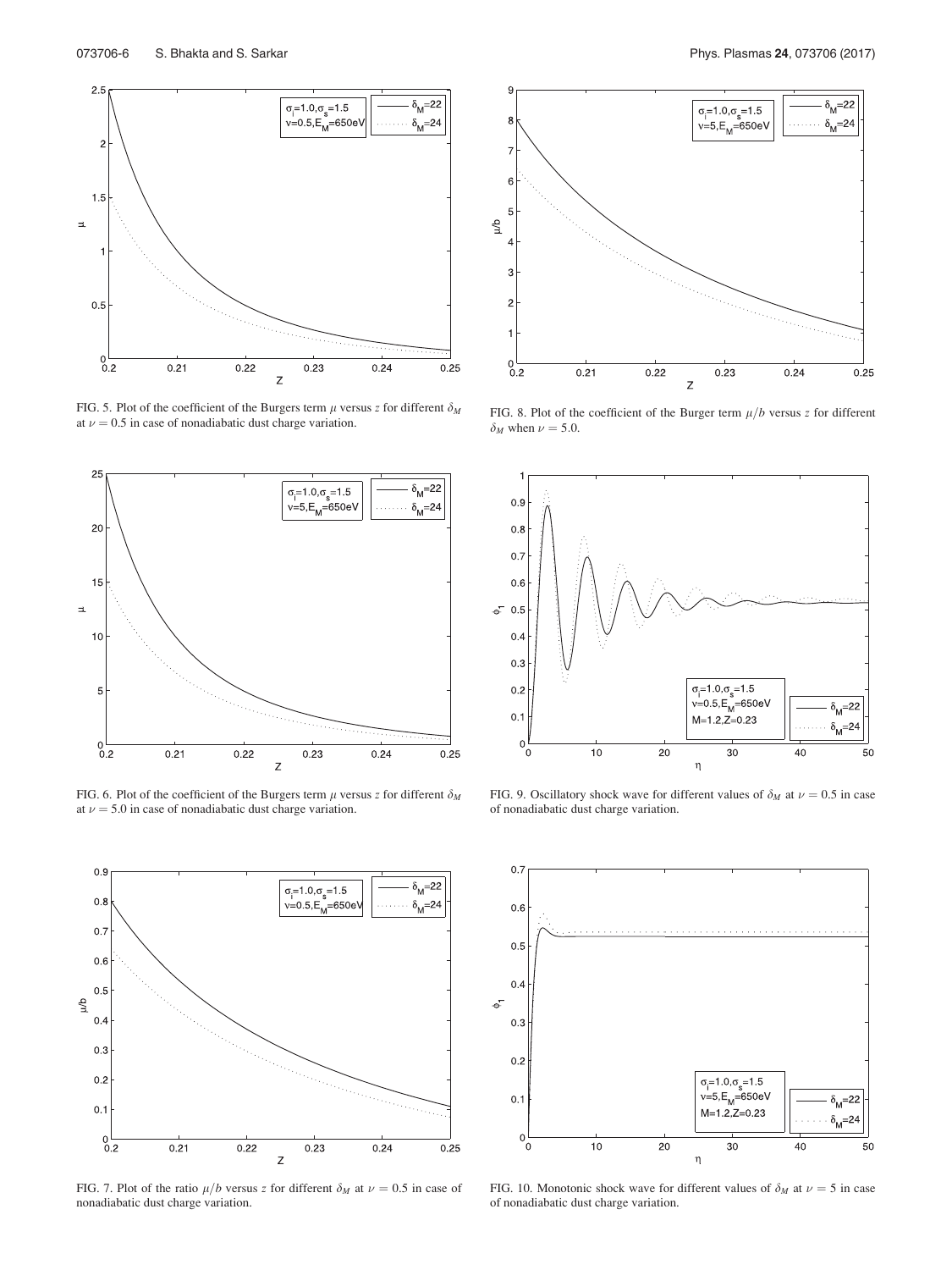FIG. 5. Plot of the coefficient of the Burgers term $\mu$ versus $z$ for different $\delta_M$ at $\nu = 0.5$ in case of nonadiabatic dust charge variation.

FIG. 6. Plot of the coefficient of the Burgers term $\mu$ versus $z$ for different $\delta_M$ at $\nu = 5.0$ in case of nonadiabatic dust charge variation.

FIG. 7. Plot of the ratio $\mu/b$ versus $z$ for different $\delta_M$ at $\nu = 0.5$ in case of nonadiabatic dust charge variation.

FIG. 8. Plot of the coefficient of the Burger term $\mu/b$ versus $z$ for different $\delta_M$ when $\nu = 5.0$.

FIG. 9. Oscillatory shock wave for different values of $\delta_M$ at $\nu = 0.5$ in case of nonadiabatic dust charge variation.

FIG. 10. Monotonic shock wave for different values of $\delta_M$ at $\nu = 5$ in case of nonadiabatic dust charge variation.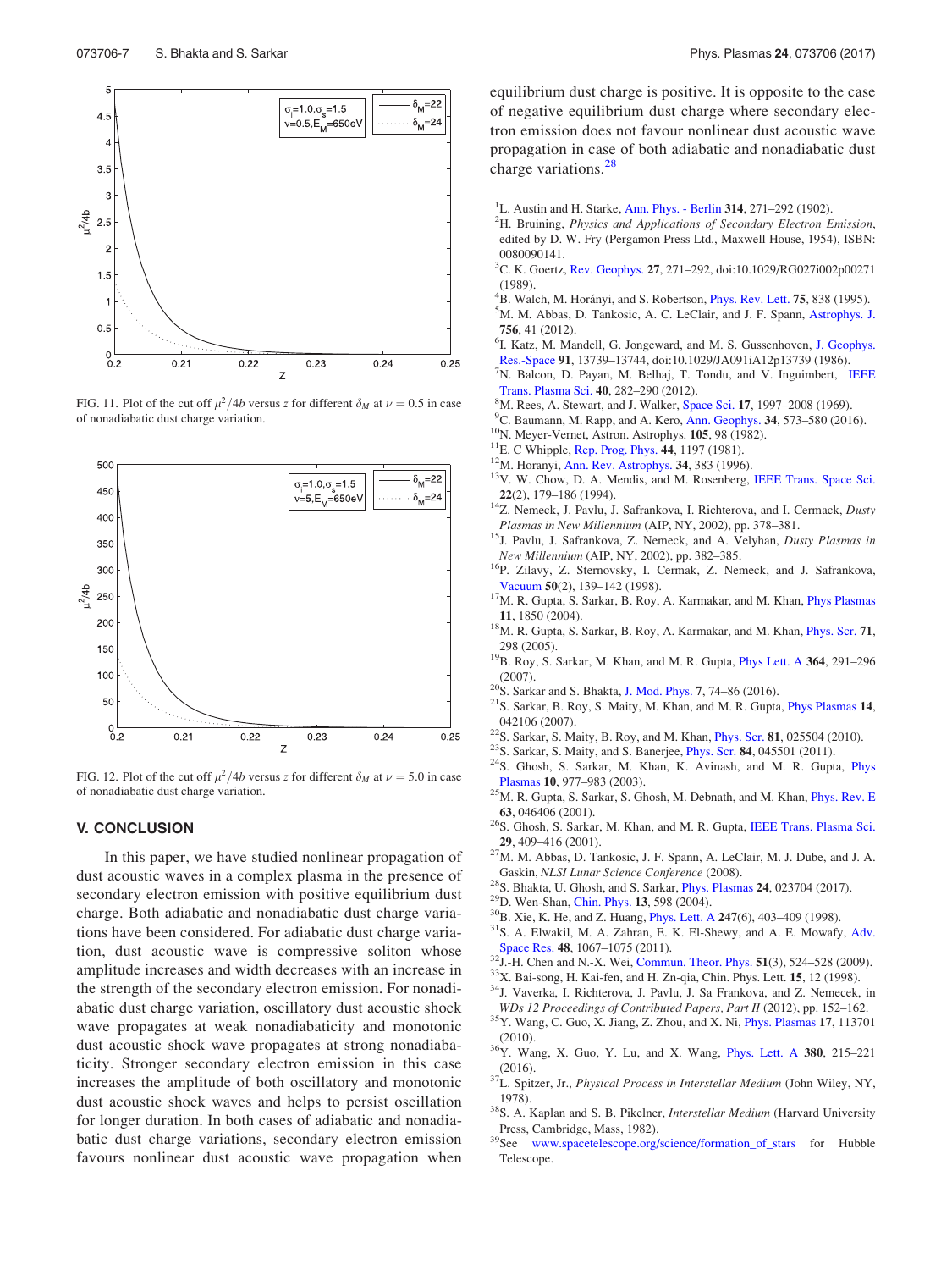5
4.5
4
3.5
3
2.5
2
1.5
1
0.5
0
0.2
0.21
0.22
0.23
0.24
0.25
Z
$\mu^2/4b$
$\sigma_i$=1.0,$\sigma_s$=1.5
v=0.5,$E_M$=650eV
$\delta_M$=22
$\delta_M$=24

FIG. 11. Plot of the cut off $\mu^2/4b$ versus $z$ for different $\delta_M$ at $\nu = 0.5$ in case of nonadiabatic dust charge variation.

500
450
400
350
300
250
200
150
100
50
0
0.2
0.21
0.22
0.23
0.24
0.25
Z
$\mu^2/4b$
$\sigma_i$=1.0,$\sigma_s$=1.5
v=5,$E_M$=650eV
$\delta_M$=22
$\delta_M$=24

FIG. 12. Plot of the cut off $\mu^2/4b$ versus $z$ for different $\delta_M$ at $\nu = 5.0$ in case of nonadiabatic dust charge variation.

## V. CONCLUSION

In this paper, we have studied nonlinear propagation of dust acoustic waves in a complex plasma in the presence of secondary electron emission with positive equilibrium dust charge. Both adiabatic and nonadiabatic dust charge variations have been considered. For adiabatic dust charge variation, dust acoustic wave is compressive soliton whose amplitude increases and width decreases with an increase in the strength of the secondary electron emission. For nonadiabatic dust charge variation, oscillatory dust acoustic shock wave propagates at weak nonadiabaticity and monotonic dust acoustic shock wave propagates at strong nonadiabaticity. Stronger secondary electron emission in this case increases the amplitude of both oscillatory and monotonic dust acoustic shock waves and helps to persist oscillation for longer duration. In both cases of adiabatic and nonadiabatic dust charge variations, secondary electron emission favours nonlinear dust acoustic wave propagation when equilibrium dust charge is positive. It is opposite to the case of negative equilibrium dust charge where secondary electron emission does not favour nonlinear dust acoustic wave propagation in case of both adiabatic and nonadiabatic dust charge variations.[28]

[1] L. Austin and H. Starke, Ann. Phys. - Berlin **314**, 271–292 (1902).
[2] H. Bruining, *Physics and Applications of Secondary Electron Emission*, edited by D. W. Fry (Pergamon Press Ltd., Maxwell House, 1954), ISBN: 0080090141.
[3] C. K. Goertz, Rev. Geophys. **27**, 271–292, doi:10.1029/RG027i002p00271 (1989).
[4] B. Walch, M. Horányi, and S. Robertson, Phys. Rev. Lett. **75**, 838 (1995).
[5] M. M. Abbas, D. Tankosic, A. C. LeClair, and J. F. Spann, Astrophys. J. **756**, 41 (2012).
[6] I. Katz, M. Mandell, G. Jongeward, and M. S. Gussenhoven, J. Geophys. Res.-Space **91**, 13739–13744, doi:10.1029/JA091iA12p13739 (1986).
[7] N. Balcon, D. Payan, M. Belhaj, T. Tondu, and V. Inguimbert, IEEE Trans. Plasma Sci. **40**, 282–290 (2012).
[8] M. Rees, A. Stewart, and J. Walker, Space Sci. **17**, 1997–2008 (1969).
[9] C. Baumann, M. Rapp, and A. Kero, Ann. Geophys. **34**, 573–580 (2016).
[10] N. Meyer-Vernet, Astron. Astrophys. **105**, 98 (1982).
[11] E. C Whipple, Rep. Prog. Phys. **44**, 1197 (1981).
[12] M. Horanyi, Ann. Rev. Astrophys. **34**, 383 (1996).
[13] V. W. Chow, D. A. Mendis, and M. Rosenberg, IEEE Trans. Space Sci. **22**(2), 179–186 (1994).
[14] Z. Nemeck, J. Pavlu, J. Safrankova, I. Richterova, and I. Cermack, *Dusty Plasmas in New Millennium* (AIP, NY, 2002), pp. 378–381.
[15] J. Pavlu, J. Safrankova, Z. Nemeck, and A. Velyhan, *Dusty Plasmas in New Millennium* (AIP, NY, 2002), pp. 382–385.
[16] P. Zilavy, Z. Sternovsky, I. Cermak, Z. Nemeck, and J. Safrankova, Vacuum **50**(2), 139–142 (1998).
[17] M. R. Gupta, S. Sarkar, B. Roy, A. Karmakar, and M. Khan, Phys Plasmas **11**, 1850 (2004).
[18] M. R. Gupta, S. Sarkar, B. Roy, A. Karmakar, and M. Khan, Phys. Scr. **71**, 298 (2005).
[19] B. Roy, S. Sarkar, M. Khan, and M. R. Gupta, Phys Lett. A **364**, 291–296 (2007).
[20] S. Sarkar and S. Bhakta, J. Mod. Phys. **7**, 74–86 (2016).
[21] S. Sarkar, B. Roy, S. Maity, M. Khan, and M. R. Gupta, Phys Plasmas **14**, 042106 (2007).
[22] S. Sarkar, S. Maity, B. Roy, and M. Khan, Phys. Scr. **81**, 025504 (2010).
[23] S. Sarkar, S. Maity, and S. Banerjee, Phys. Scr. **84**, 045501 (2011).
[24] S. Ghosh, S. Sarkar, M. Khan, K. Avinash, and M. R. Gupta, Phys Plasmas **10**, 977–983 (2003).
[25] M. R. Gupta, S. Sarkar, S. Ghosh, M. Debnath, and M. Khan, Phys. Rev. E **63**, 046406 (2001).
[26] S. Ghosh, S. Sarkar, M. Khan, and M. R. Gupta, IEEE Trans. Plasma Sci. **29**, 409–416 (2001).
[27] M. M. Abbas, D. Tankosic, J. F. Spann, A. LeClair, M. J. Dube, and J. A. Gaskin, *NLSI Lunar Science Conference* (2008).
[28] S. Bhakta, U. Ghosh, and S. Sarkar, Phys. Plasmas **24**, 023704 (2017).
[29] D. Wen-Shan, Chin. Phys. **13**, 598 (2004).
[30] B. Xie, K. He, and Z. Huang, Phys. Lett. A **247**(6), 403–409 (1998).
[31] S. A. Elwakil, M. A. Zahran, E. K. El-Shewy, and A. E. Mowafy, Adv. Space Res. **48**, 1067–1075 (2011).
[32] J.-H. Chen and N.-X. Wei, Commun. Theor. Phys. **51**(3), 524–528 (2009).
[33] X. Bai-song, H. Kai-fen, and H. Zn-qia, Chin. Phys. Lett. **15**, 12 (1998).
[34] J. Vaverka, I. Richterova, J. Pavlu, J. Sa Frankova, and Z. Nemecek, in *WDs 12 Proceedings of Contributed Papers, Part II* (2012), pp. 152–162.
[35] Y. Wang, C. Guo, X. Jiang, Z. Zhou, and X. Ni, Phys. Plasmas **17**, 113701 (2010).
[36] Y. Wang, X. Guo, Y. Lu, and X. Wang, Phys. Lett. A **380**, 215–221 (2016).
[37] L. Spitzer, Jr., *Physical Process in Interstellar Medium* (John Wiley, NY, 1978).
[38] S. A. Kaplan and S. B. Pikelner, *Interstellar Medium* (Harvard University Press, Cambridge, Mass, 1982).
[39] See www.spacetelescope.org/science/formation_of_stars for Hubble Telescope.